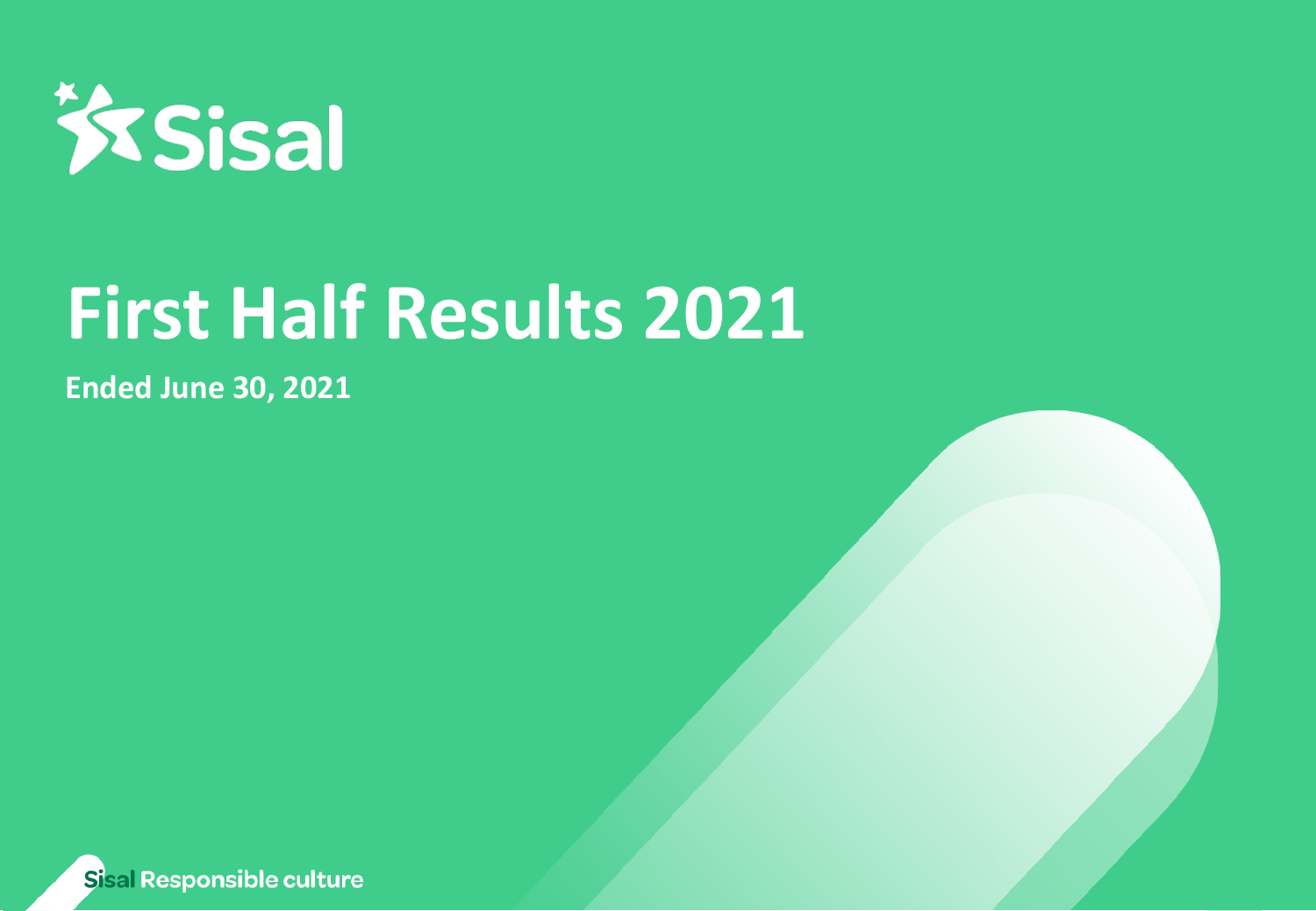Sisal

# First Half Results 2021

**Ended June 30, 2021**

Sisal Responsible culture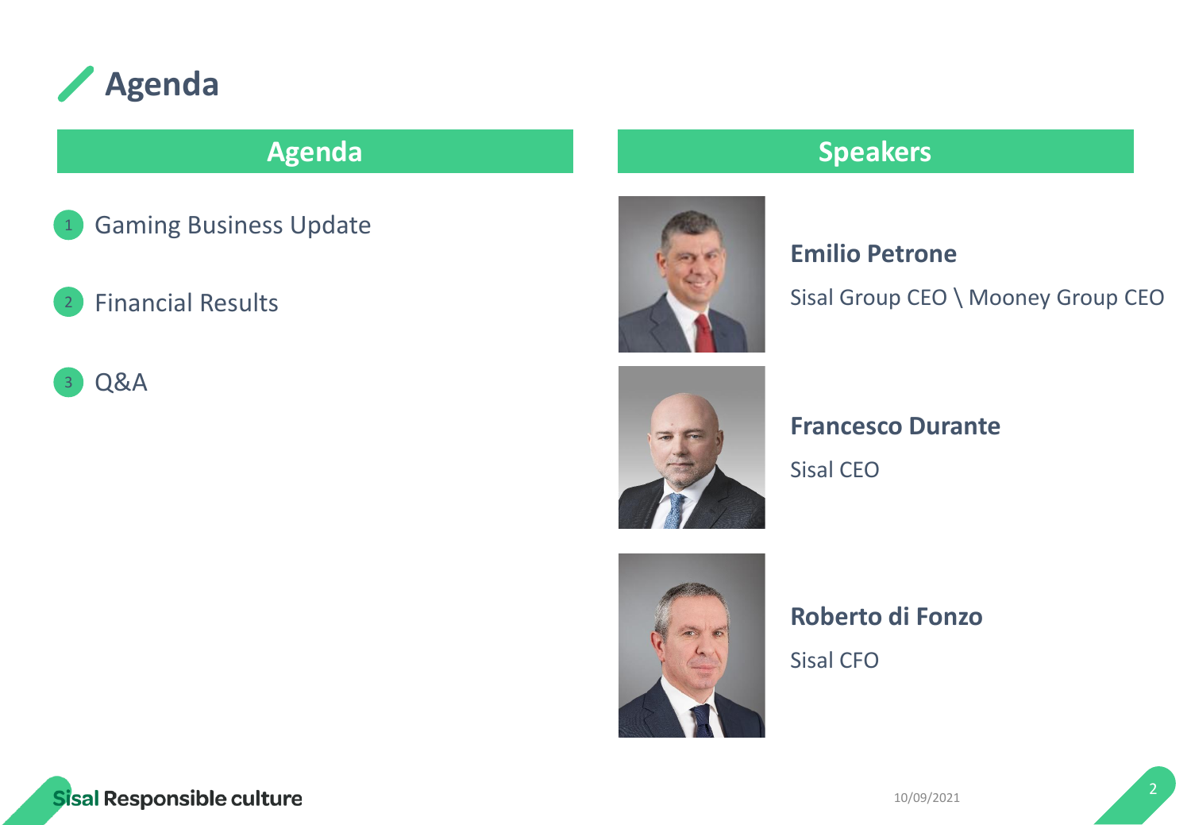# Agenda

## Agenda

1. Gaming Business Update
2. Financial Results
3. Q&A

## Speakers

**Emilio Petrone**

Sisal Group CEO \ Mooney Group CEO

**Francesco Durante**

Sisal CEO

**Roberto di Fonzo**

Sisal CFO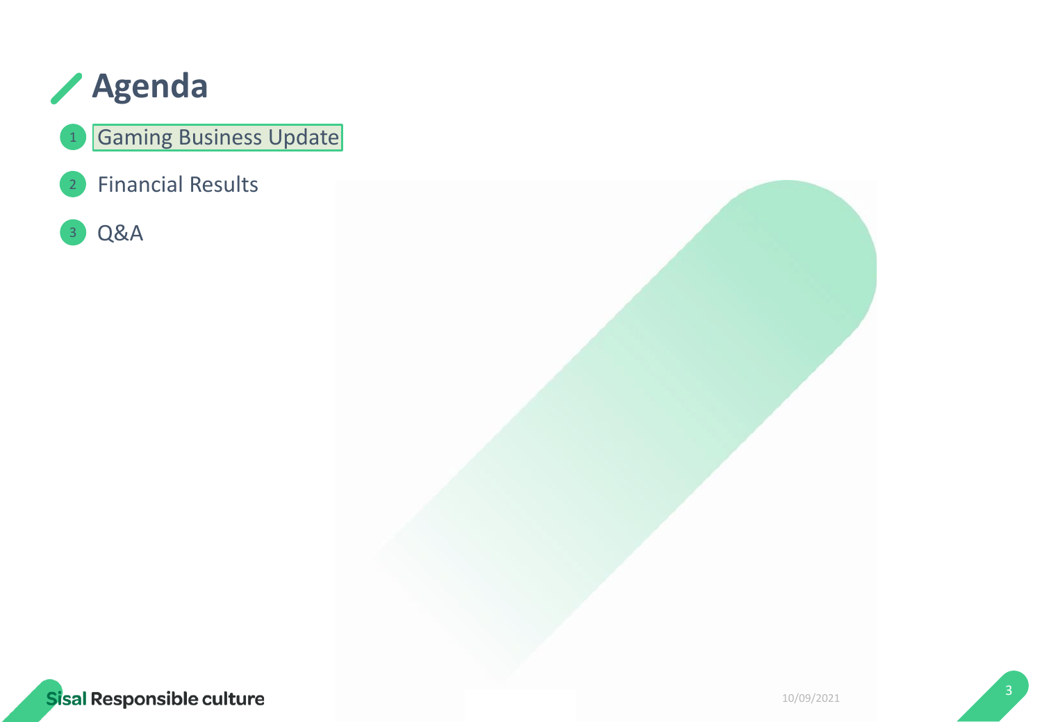# Agenda

1. Gaming Business Update
2. Financial Results
3. Q&A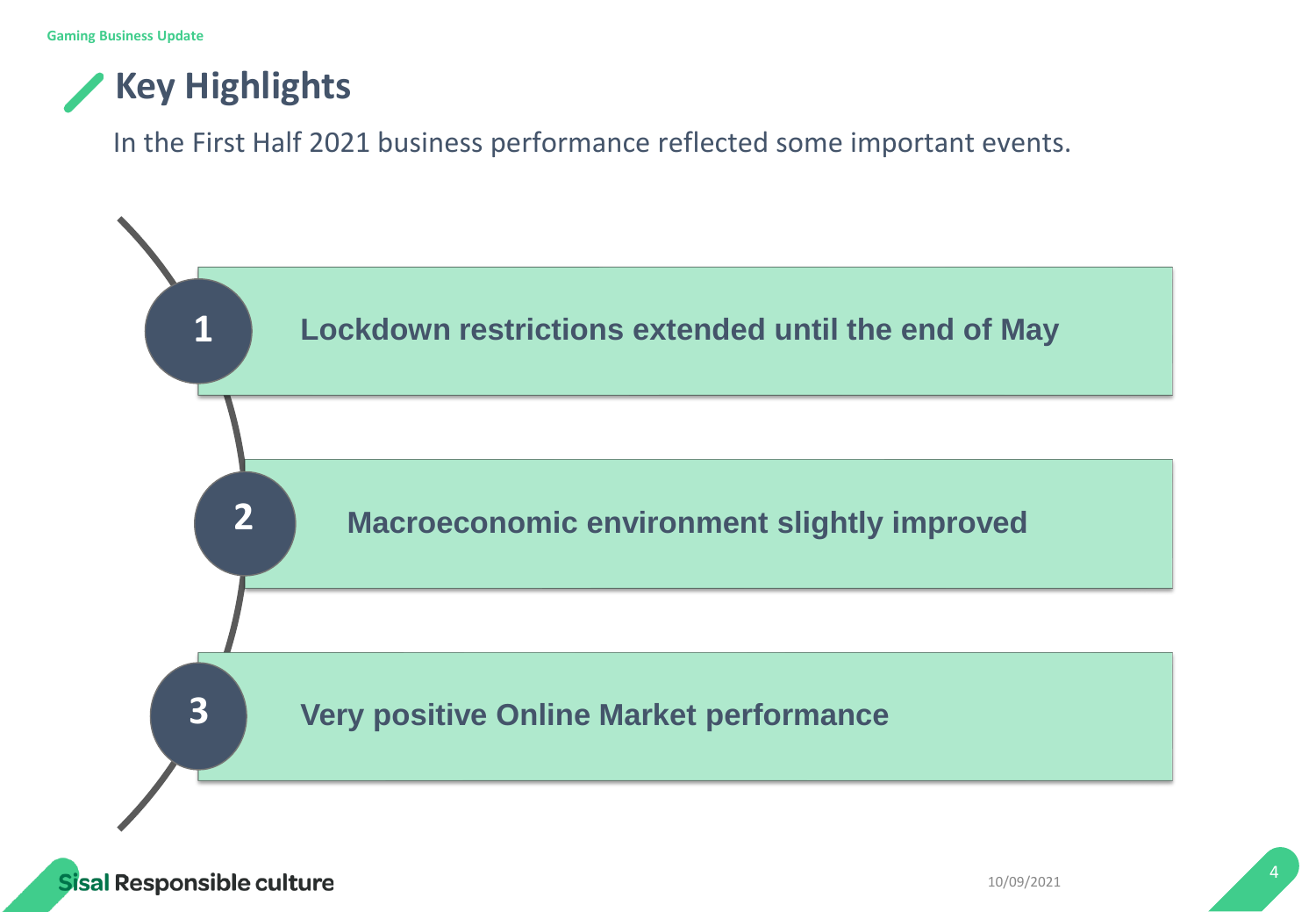# Key Highlights

In the First Half 2021 business performance reflected some important events.

1. **Lockdown restrictions extended until the end of May**
2. **Macroeconomic environment slightly improved**
3. **Very positive Online Market performance**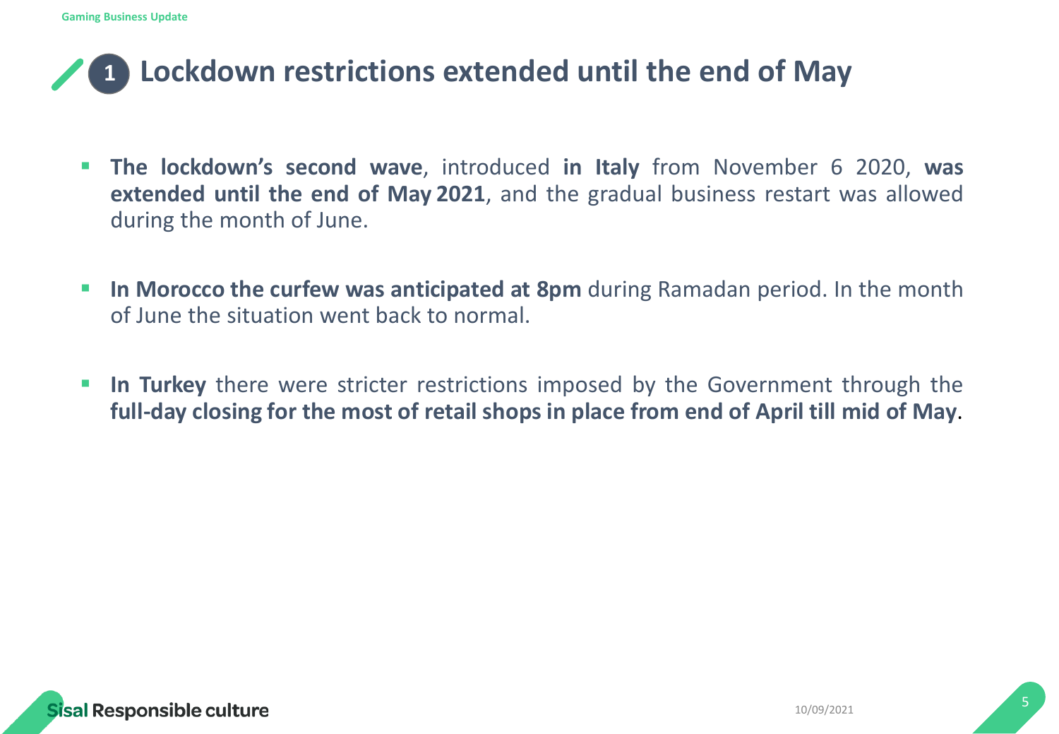# 1 Lockdown restrictions extended until the end of May

- **The lockdown's second wave**, introduced **in Italy** from November 6 2020, **was extended until the end of May 2021**, and the gradual business restart was allowed during the month of June.

- **In Morocco the curfew was anticipated at 8pm** during Ramadan period. In the month of June the situation went back to normal.

- **In Turkey** there were stricter restrictions imposed by the Government through the **full-day closing for the most of retail shops in place from end of April till mid of May**.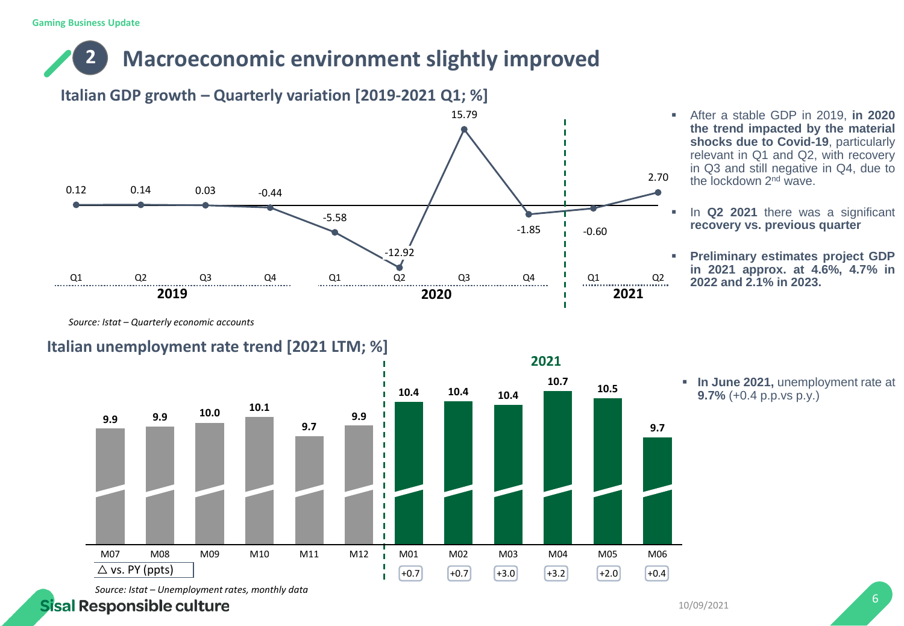Gaming Business Update

# 2 Macroeconomic environment slightly improved

## Italian GDP growth – Quarterly variation [2019-2021 Q1; %]

| Year | Quarter | GDP variation (%) |
|---|---|---|
| 2019 | Q1 | 0.12 |
| 2019 | Q2 | 0.14 |
| 2019 | Q3 | 0.03 |
| 2019 | Q4 | -0.44 |
| 2020 | Q1 | -5.58 |
| 2020 | Q2 | -12.92 |
| 2020 | Q3 | 15.79 |
| 2020 | Q4 | -1.85 |
| 2021 | Q1 | -0.60 |
| 2021 | Q2 | 2.70 |

*Source: Istat – Quarterly economic accounts*

- After a stable GDP in 2019, **in 2020 the trend impacted by the material shocks due to Covid-19**, particularly relevant in Q1 and Q2, with recovery in Q3 and still negative in Q4, due to the lockdown 2nd wave.
- In **Q2 2021** there was a significant **recovery vs. previous quarter**
- **Preliminary estimates project GDP in 2021 approx. at 4.6%, 4.7% in 2022 and 2.1% in 2023.**

## Italian unemployment rate trend [2021 LTM; %]

| | M07 | M08 | M09 | M10 | M11 | M12 | M01 | M02 | M03 | M04 | M05 | M06 |
|---|---|---|---|---|---|---|---|---|---|---|---|---|
| Unemployment rate (%) | 9.9 | 9.9 | 10.0 | 10.1 | 9.7 | 9.9 | 10.4 | 10.4 | 10.4 | 10.7 | 10.5 | 9.7 |
| △ vs. PY (ppts) | | | | | | | +0.7 | +0.7 | +3.0 | +3.2 | +2.0 | +0.4 |

M01–M06: 2021

*Source: Istat – Unemployment rates, monthly data*

- **In June 2021,** unemployment rate at **9.7%** (+0.4 p.p.vs p.y.)

Sisal Responsible culture

10/09/2021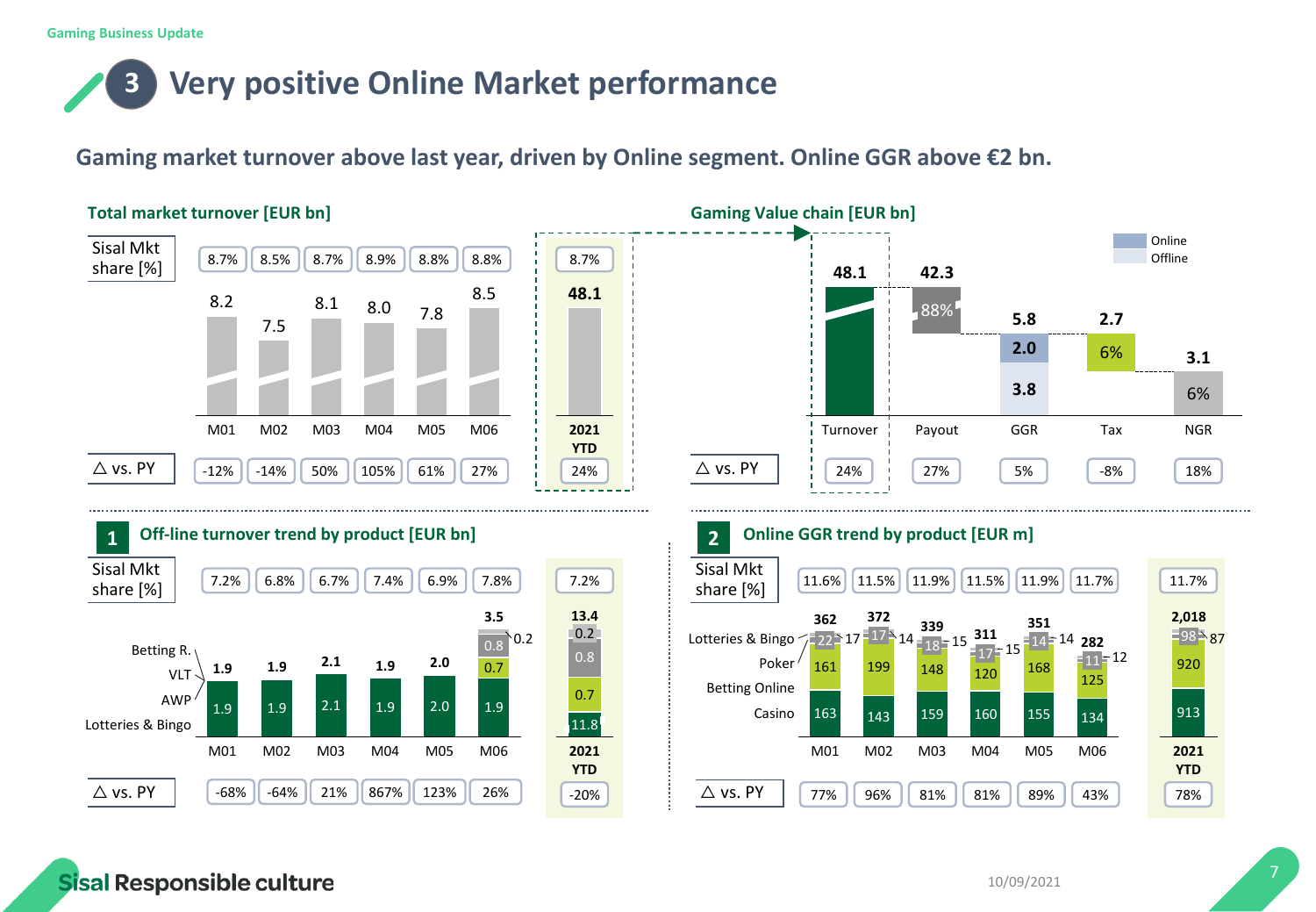Gaming Business Update

# 3 Very positive Online Market performance

## Gaming market turnover above last year, driven by Online segment. Online GGR above €2 bn.

### Total market turnover [EUR bn]

| | M01 | M02 | M03 | M04 | M05 | M06 | 2021 YTD |
|---|---|---|---|---|---|---|---|
| Sisal Mkt share [%] | 8.7% | 8.5% | 8.7% | 8.9% | 8.8% | 8.8% | 8.7% |
| Turnover | 8.2 | 7.5 | 8.1 | 8.0 | 7.8 | 8.5 | 48.1 |
| △ vs. PY | -12% | -14% | 50% | 105% | 61% | 27% | 24% |

### Gaming Value chain [EUR bn]

| | Turnover | Payout | GGR | Tax | NGR |
|---|---|---|---|---|---|
| Value | 48.1 | 42.3 (88%) | 5.8 (Online 2.0; Offline 3.8) | 2.7 (6%) | 3.1 (6%) |
| △ vs. PY | 24% | 27% | 5% | -8% | 18% |

### 1 Off-line turnover trend by product [EUR bn]

| | M01 | M02 | M03 | M04 | M05 | M06 | 2021 YTD |
|---|---|---|---|---|---|---|---|
| Sisal Mkt share [%] | 7.2% | 6.8% | 6.7% | 7.4% | 6.9% | 7.8% | 7.2% |
| Lotteries & Bingo | 1.9 | 1.9 | 2.1 | 1.9 | 2.0 | 1.9 | 11.8 |
| AWP | | | | | | 0.7 | 0.7 |
| VLT | | | | | | 0.8 | 0.8 |
| Betting R. | | | | | | 0.2 | 0.2 |
| Total | 1.9 | 1.9 | 2.1 | 1.9 | 2.0 | 3.5 | 13.4 |
| △ vs. PY | -68% | -64% | 21% | 867% | 123% | 26% | -20% |

### 2 Online GGR trend by product [EUR m]

| | M01 | M02 | M03 | M04 | M05 | M06 | 2021 YTD |
|---|---|---|---|---|---|---|---|
| Sisal Mkt share [%] | 11.6% | 11.5% | 11.9% | 11.5% | 11.9% | 11.7% | 11.7% |
| Casino | 163 | 143 | 159 | 160 | 155 | 134 | 913 |
| Betting Online | 161 | 199 | 148 | 120 | 168 | 125 | 920 |
| Poker | 22 | 17 | 18 | 17 | 14 | 11 | 98 |
| Lotteries & Bingo | 17 | 14 | 15 | 15 | 14 | 12 | 87 |
| Total | 362 | 372 | 339 | 311 | 351 | 282 | 2,018 |
| △ vs. PY | 77% | 96% | 81% | 81% | 89% | 43% | 78% |

Sisal Responsible culture

10/09/2021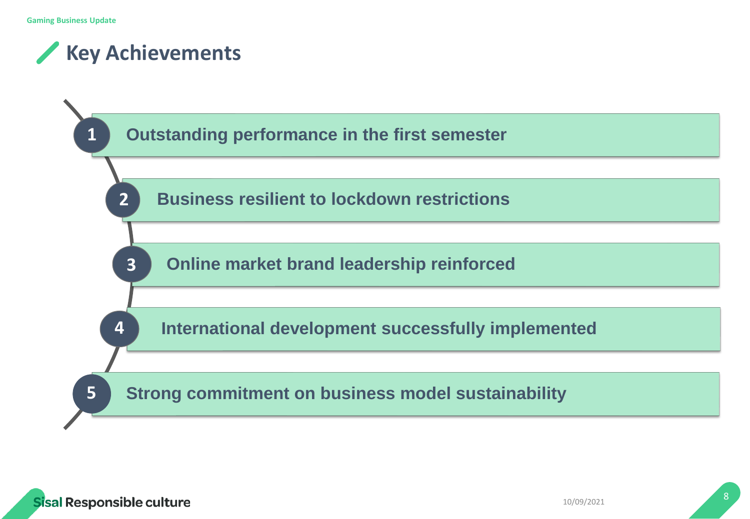# Key Achievements

1. Outstanding performance in the first semester
2. Business resilient to lockdown restrictions
3. Online market brand leadership reinforced
4. International development successfully implemented
5. Strong commitment on business model sustainability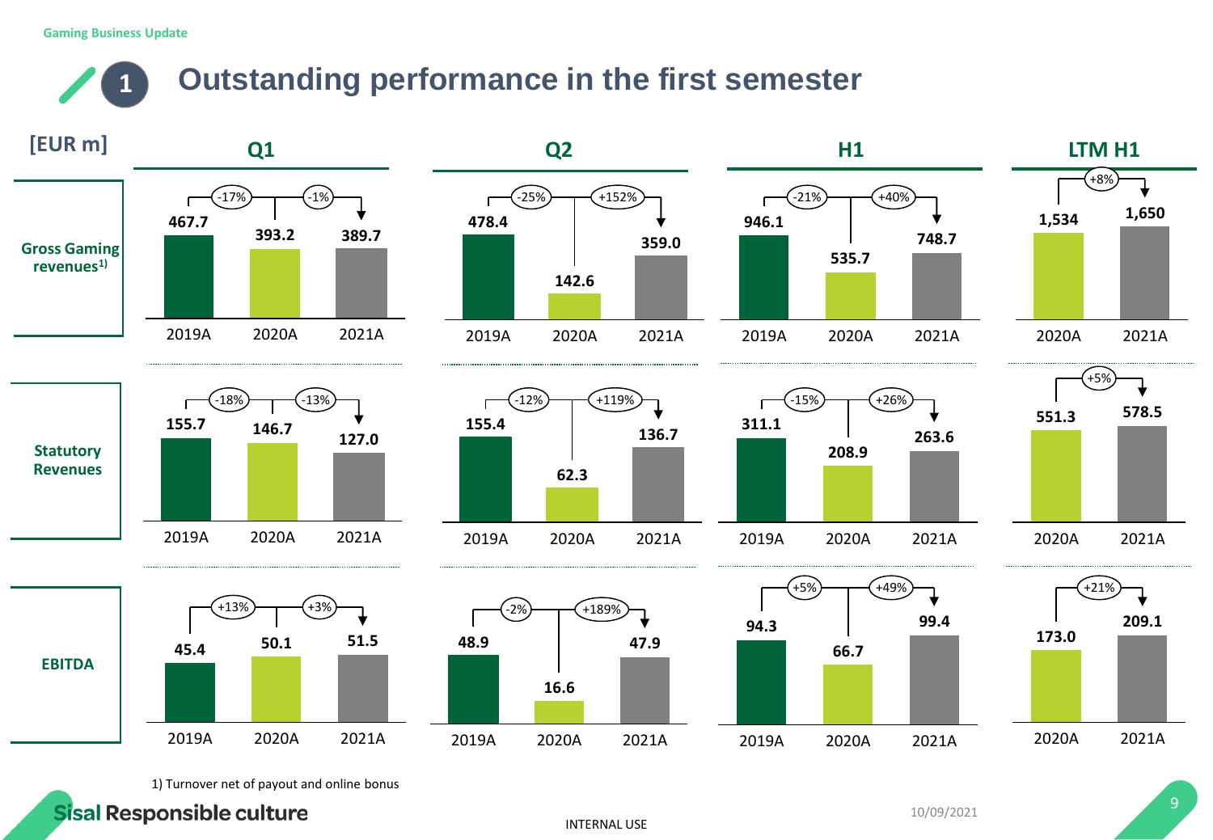Gaming Business Update

# 1 Outstanding performance in the first semester

[EUR m]

| | Q1 | | | Q2 | | | H1 | | | LTM H1 | |
|---|---|---|---|---|---|---|---|---|---|---|---|
| | 2019A | 2020A | 2021A | 2019A | 2020A | 2021A | 2019A | 2020A | 2021A | 2020A | 2021A |
| Gross Gaming revenues[1] | 467.7 | 393.2 | 389.7 | 478.4 | 142.6 | 359.0 | 946.1 | 535.7 | 748.7 | 1,534 | 1,650 |
| Δ | | -17% | -1% | | -25% | +152% | | -21% | +40% | | +8% |
| Statutory Revenues | 155.7 | 146.7 | 127.0 | 155.4 | 62.3 | 136.7 | 311.1 | 208.9 | 263.6 | 551.3 | 578.5 |
| Δ | | -18% | -13% | | -12% | +119% | | -15% | +26% | | +5% |
| EBITDA | 45.4 | 50.1 | 51.5 | 48.9 | 16.6 | 47.9 | 94.3 | 66.7 | 99.4 | 173.0 | 209.1 |
| Δ | | +13% | +3% | | -2% | +189% | | +5% | +49% | | +21% |

1) Turnover net of payout and online bonus

Sisal Responsible culture

INTERNAL USE

10/09/2021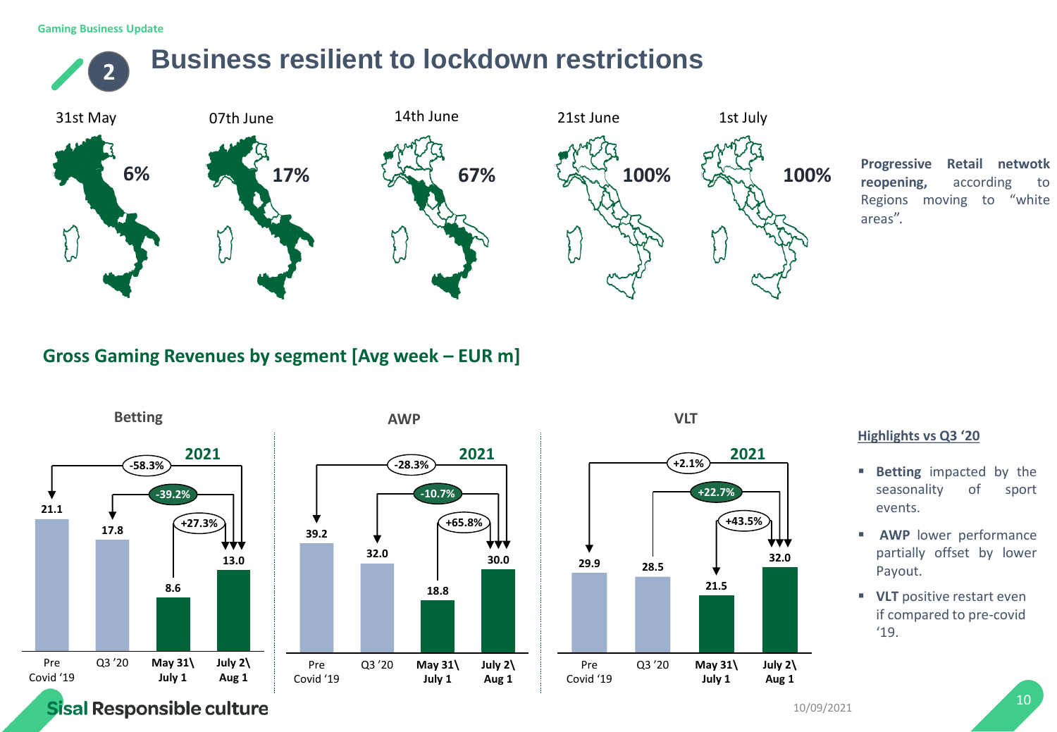Gaming Business Update

# Business resilient to lockdown restrictions

| 31st May | 07th June | 14th June | 21st June | 1st July |
|---|---|---|---|---|
| 6% | 17% | 67% | 100% | 100% |

**Progressive Retail netwotk reopening,** according to Regions moving to "white areas".

## Gross Gaming Revenues by segment [Avg week – EUR m]

| Segment | Pre Covid '19 | Q3 '20 | May 31\ July 1 (2021) | July 2\ Aug 1 (2021) | Jul-Aug '21 vs Pre Covid '19 | Jul-Aug '21 vs Q3 '20 | Jul-Aug '21 vs May-Jul '21 |
|---|---|---|---|---|---|---|---|
| Betting | 21.1 | 17.8 | 8.6 | 13.0 | -58.3% | -39.2% | +27.3% |
| AWP | 39.2 | 32.0 | 18.8 | 30.0 | -28.3% | -10.7% | +65.8% |
| VLT | 29.9 | 28.5 | 21.5 | 32.0 | +2.1% | +22.7% | +43.5% |

**Highlights vs Q3 '20**

- **Betting** impacted by the seasonality of sport events.
- **AWP** lower performance partially offset by lower Payout.
- **VLT** positive restart even if compared to pre-covid '19.

Sisal Responsible culture

10/09/2021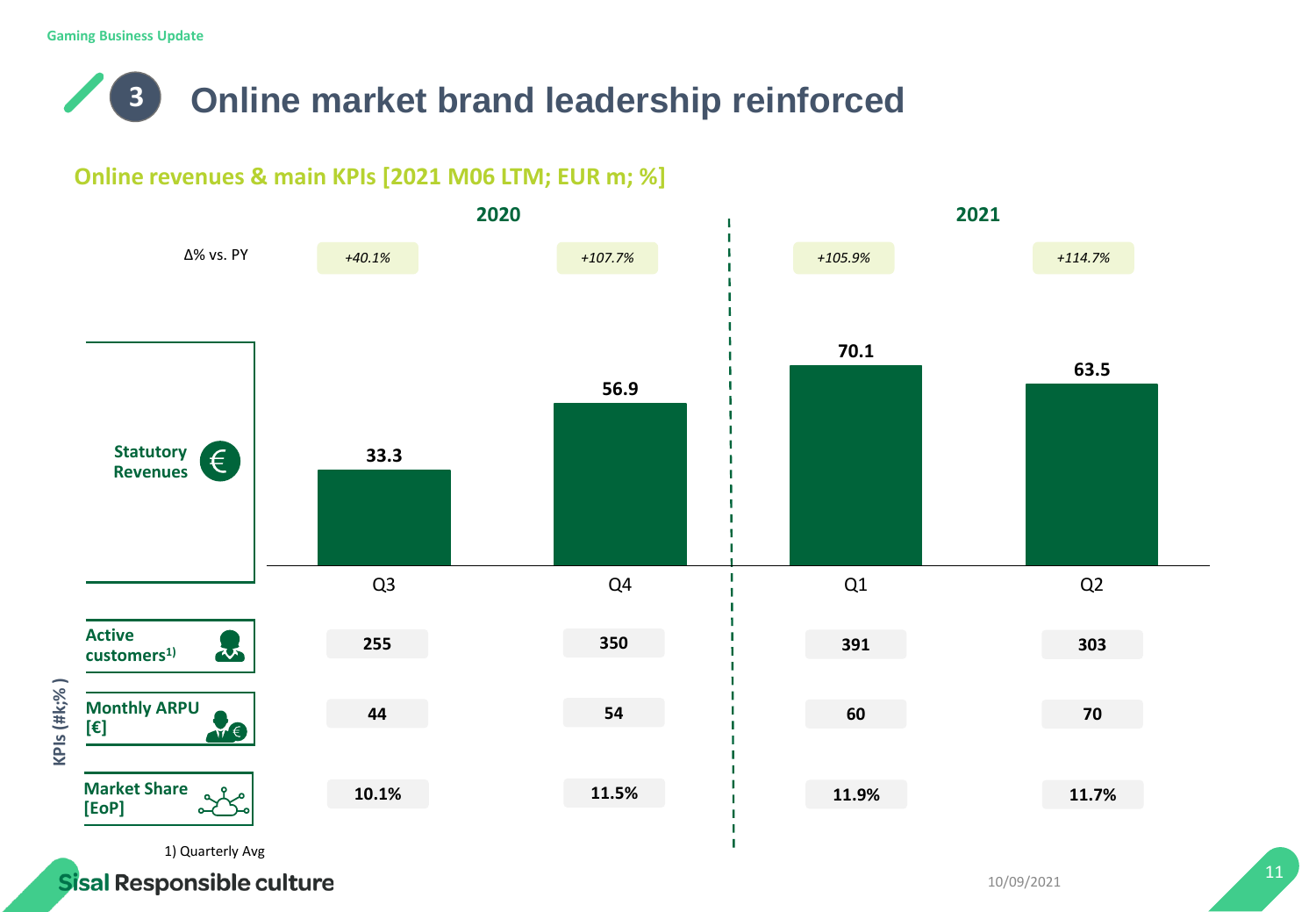Gaming Business Update

# 3 Online market brand leadership reinforced

## Online revenues & main KPIs [2021 M06 LTM; EUR m; %]

| | 2020 | | 2021 | |
|---|---|---|---|---|
| | Q3 | Q4 | Q1 | Q2 |
| Δ% vs. PY | +40.1% | +107.7% | +105.9% | +114.7% |
| Statutory Revenues | 33.3 | 56.9 | 70.1 | 63.5 |
| **KPIs (#k;%)** | | | | |
| Active customers[1] | 255 | 350 | 391 | 303 |
| Monthly ARPU [€] | 44 | 54 | 60 | 70 |
| Market Share [EoP] | 10.1% | 11.5% | 11.9% | 11.7% |

1) Quarterly Avg

Sisal Responsible culture

10/09/2021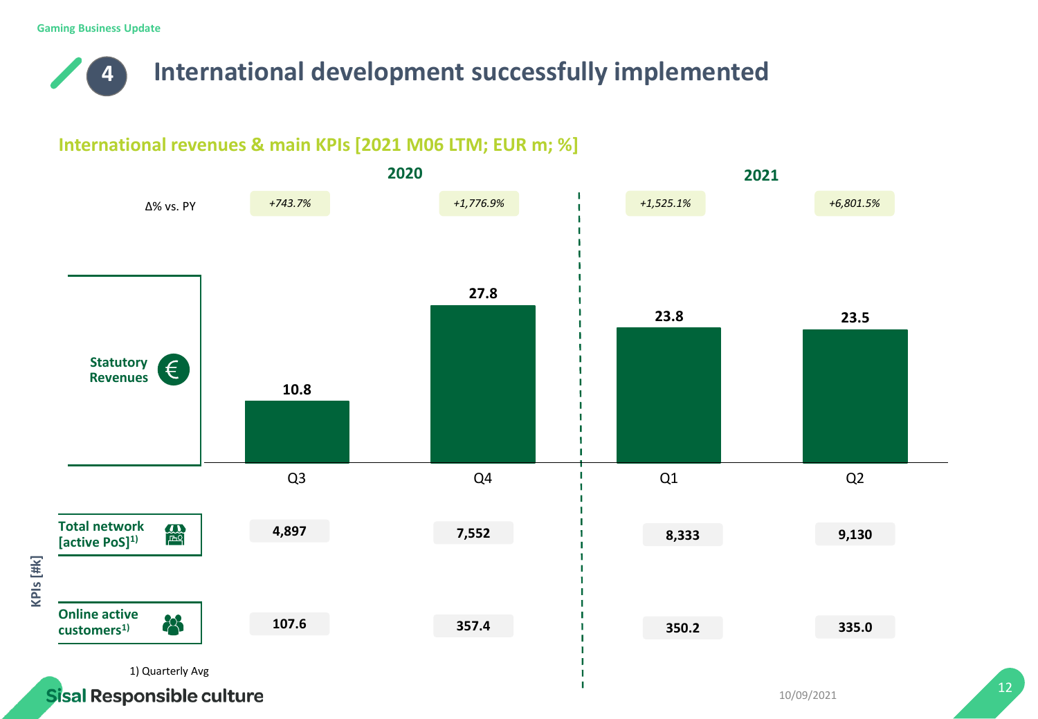# 4 International development successfully implemented

## International revenues & main KPIs [2021 M06 LTM; EUR m; %]

| | 2020 | | 2021 | |
|---|---|---|---|---|
| | Q3 | Q4 | Q1 | Q2 |
| Δ% vs. PY | +743.7% | +1,776.9% | +1,525.1% | +6,801.5% |
| Statutory Revenues | 10.8 | 27.8 | 23.8 | 23.5 |
| **KPIs [#k]** | | | | |
| Total network [active PoS][1] | 4,897 | 7,552 | 8,333 | 9,130 |
| Online active customers[1] | 107.6 | 357.4 | 350.2 | 335.0 |

1) Quarterly Avg

Sisal Responsible culture

10/09/2021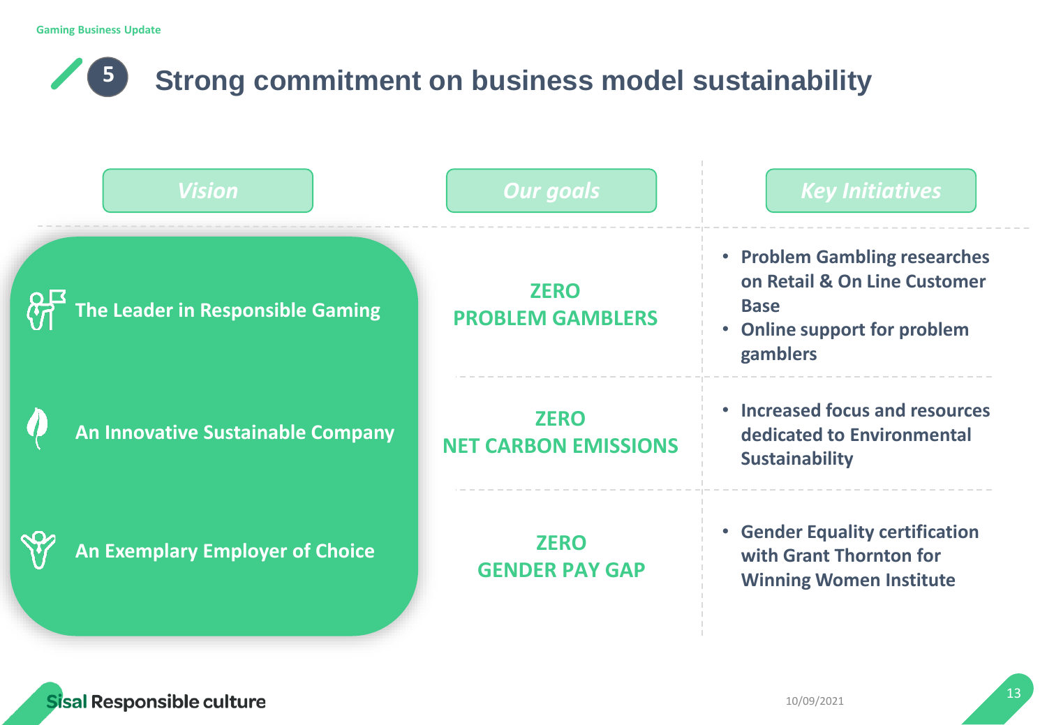# 5 Strong commitment on business model sustainability

| Vision | Our goals | Key Initiatives |
| --- | --- | --- |
| The Leader in Responsible Gaming | ZERO PROBLEM GAMBLERS | • Problem Gambling researches on Retail & On Line Customer Base<br>• Online support for problem gamblers |
| An Innovative Sustainable Company | ZERO NET CARBON EMISSIONS | • Increased focus and resources dedicated to Environmental Sustainability |
| An Exemplary Employer of Choice | ZERO GENDER PAY GAP | • Gender Equality certification with Grant Thornton for Winning Women Institute |

Sisal Responsible culture

10/09/2021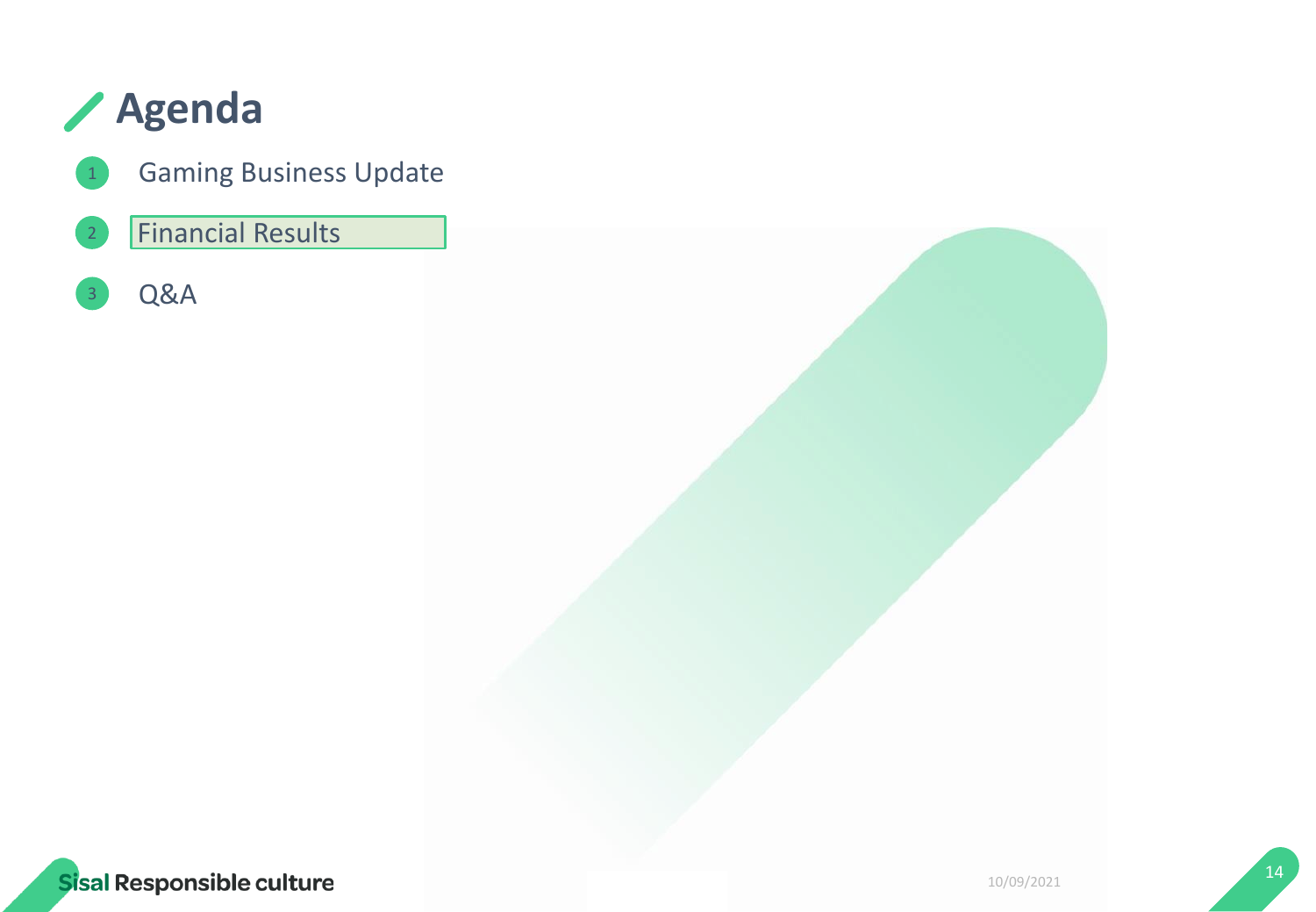# Agenda

1. Gaming Business Update
2. Financial Results
3. Q&A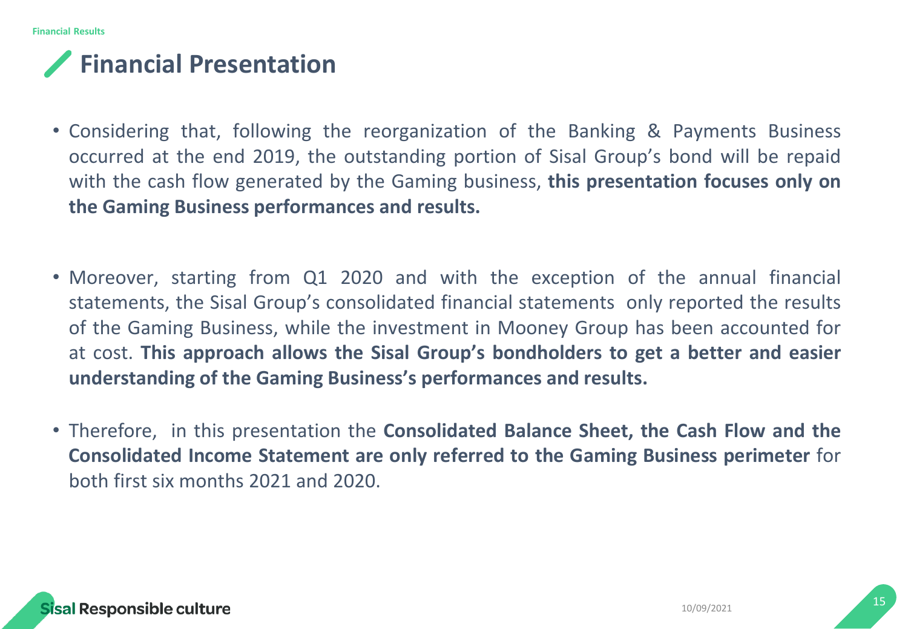# Financial Presentation

- Considering that, following the reorganization of the Banking & Payments Business occurred at the end 2019, the outstanding portion of Sisal Group's bond will be repaid with the cash flow generated by the Gaming business, **this presentation focuses only on the Gaming Business performances and results.**

- Moreover, starting from Q1 2020 and with the exception of the annual financial statements, the Sisal Group's consolidated financial statements only reported the results of the Gaming Business, while the investment in Mooney Group has been accounted for at cost. **This approach allows the Sisal Group's bondholders to get a better and easier understanding of the Gaming Business's performances and results.**

- Therefore, in this presentation the **Consolidated Balance Sheet, the Cash Flow and the Consolidated Income Statement are only referred to the Gaming Business perimeter** for both first six months 2021 and 2020.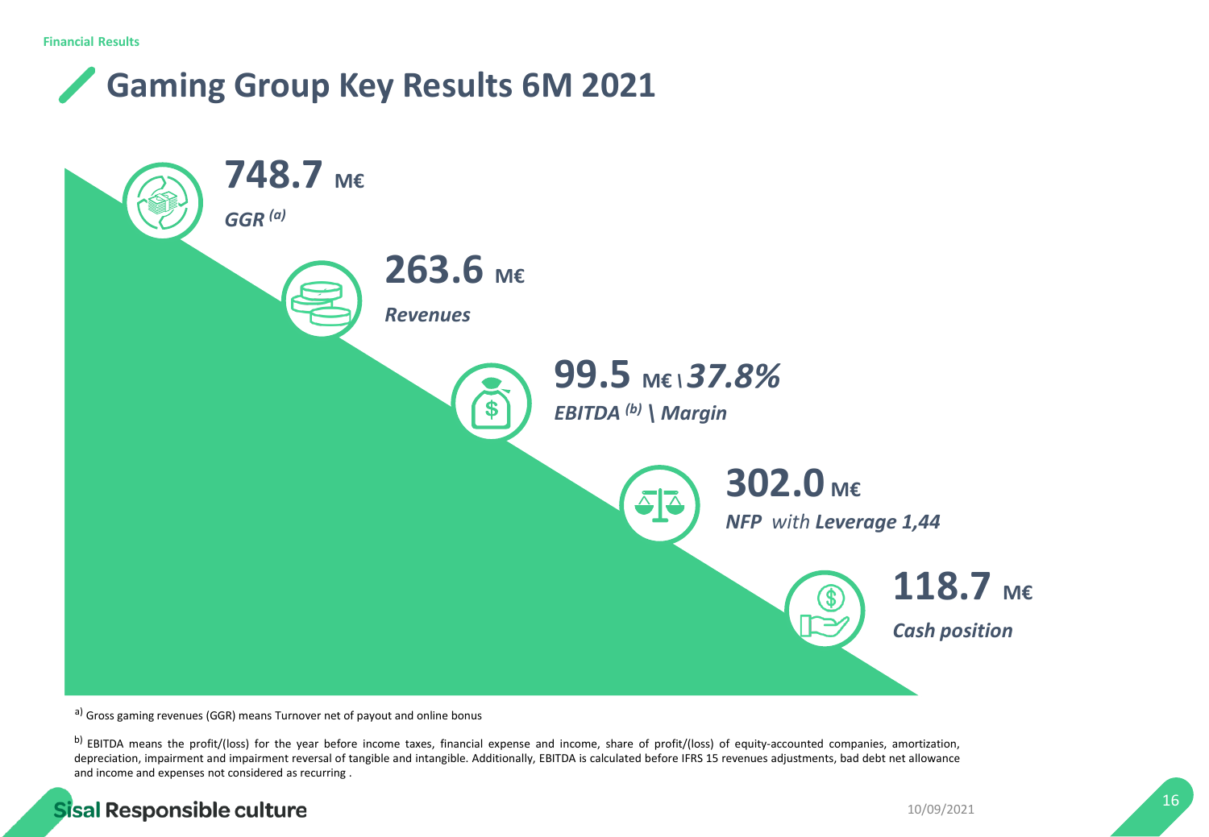# Gaming Group Key Results 6M 2021

**748.7** M€
*GGR [a]*

**263.6** M€
*Revenues*

**99.5** M€ \ ***37.8%***
***EBITDA [b] \ Margin***

**302.0** M€
***NFP*** *with* ***Leverage 1,44***

**118.7** M€
***Cash position***

[a] Gross gaming revenues (GGR) means Turnover net of payout and online bonus

[b] EBITDA means the profit/(loss) for the year before income taxes, financial expense and income, share of profit/(loss) of equity-accounted companies, amortization, depreciation, impairment and impairment reversal of tangible and intangible. Additionally, EBITDA is calculated before IFRS 15 revenues adjustments, bad debt net allowance and income and expenses not considered as recurring .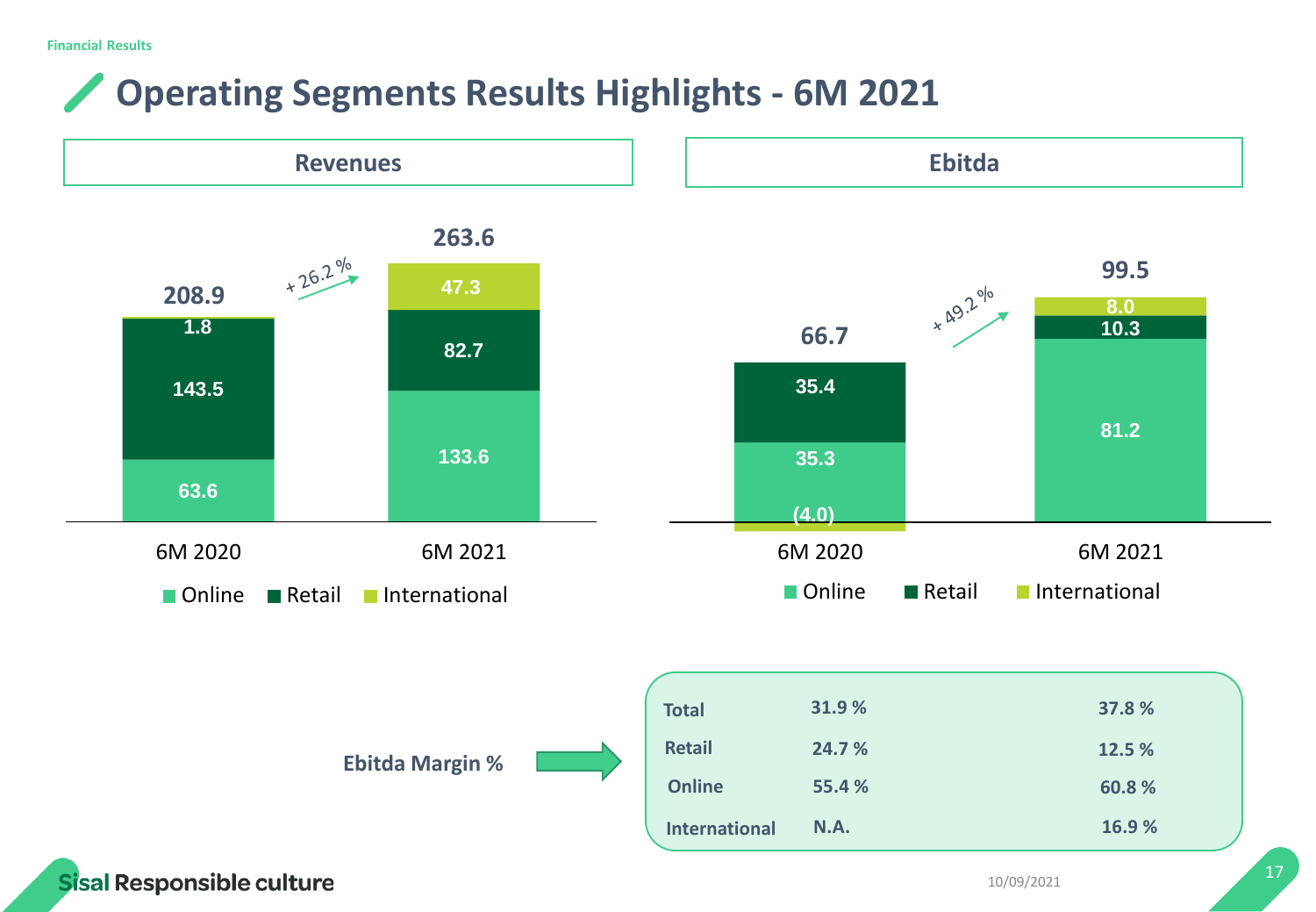Financial Results

# Operating Segments Results Highlights - 6M 2021

## Revenues

| | 6M 2020 | 6M 2021 |
|---|---|---|
| Online | 63.6 | 133.6 |
| Retail | 143.5 | 82.7 |
| International | 1.8 | 47.3 |
| **Total** | **208.9** | **263.6** |

+ 26.2 %

## Ebitda

| | 6M 2020 | 6M 2021 |
|---|---|---|
| Online | 35.3 | 81.2 |
| Retail | 35.4 | 10.3 |
| International | (4.0) | 8.0 |
| **Total** | **66.7** | **99.5** |

+ 49.2 %

## Ebitda Margin %

| | 6M 2020 | 6M 2021 |
|---|---|---|
| Total | 31.9 % | 37.8 % |
| Retail | 24.7 % | 12.5 % |
| Online | 55.4 % | 60.8 % |
| International | N.A. | 16.9 % |

Sisal Responsible culture

10/09/2021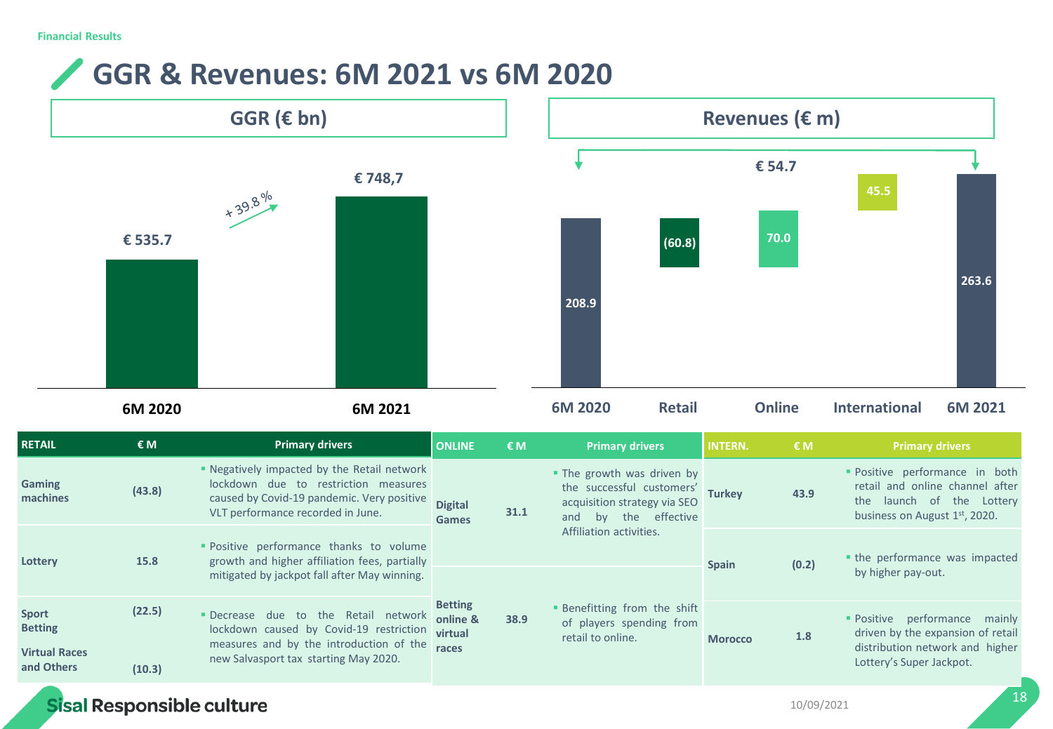Financial Results

# GGR & Revenues: 6M 2021 vs 6M 2020

## GGR (€ bn)

| | 6M 2020 | 6M 2021 |
|---|---|---|
| GGR | € 535.7 | € 748,7 |

+ 39.8 %

## Revenues (€ m)

| 6M 2020 | Retail | Online | International | 6M 2021 |
|---|---|---|---|---|
| 208.9 | (60.8) | 70.0 | 45.5 | 263.6 |

€ 54.7

| RETAIL | € M | Primary drivers |
|---|---|---|
| Gaming machines | (43.8) | ▪ Negatively impacted by the Retail network lockdown due to restriction measures caused by Covid-19 pandemic. Very positive VLT performance recorded in June. |
| Lottery | 15.8 | ▪ Positive performance thanks to volume growth and higher affiliation fees, partially mitigated by jackpot fall after May winning. |
| Sport Betting | (22.5) | ▪ Decrease due to the Retail network lockdown caused by Covid-19 restriction measures and by the introduction of the new Salvasport tax starting May 2020. |
| Virtual Races and Others | (10.3) | |

| ONLINE | € M | Primary drivers |
|---|---|---|
| Digital Games | 31.1 | ▪ The growth was driven by the successful customers' acquisition strategy via SEO and by the effective Affiliation activities. |
| Betting online & virtual races | 38.9 | ▪ Benefitting from the shift of players spending from retail to online. |

| INTERN. | € M | Primary drivers |
|---|---|---|
| Turkey | 43.9 | ▪ Positive performance in both retail and online channel after the launch of the Lottery business on August 1st, 2020. |
| Spain | (0.2) | ▪ the performance was impacted by higher pay-out. |
| Morocco | 1.8 | ▪ Positive performance mainly driven by the expansion of retail distribution network and higher Lottery's Super Jackpot. |

Sisal Responsible culture

10/09/2021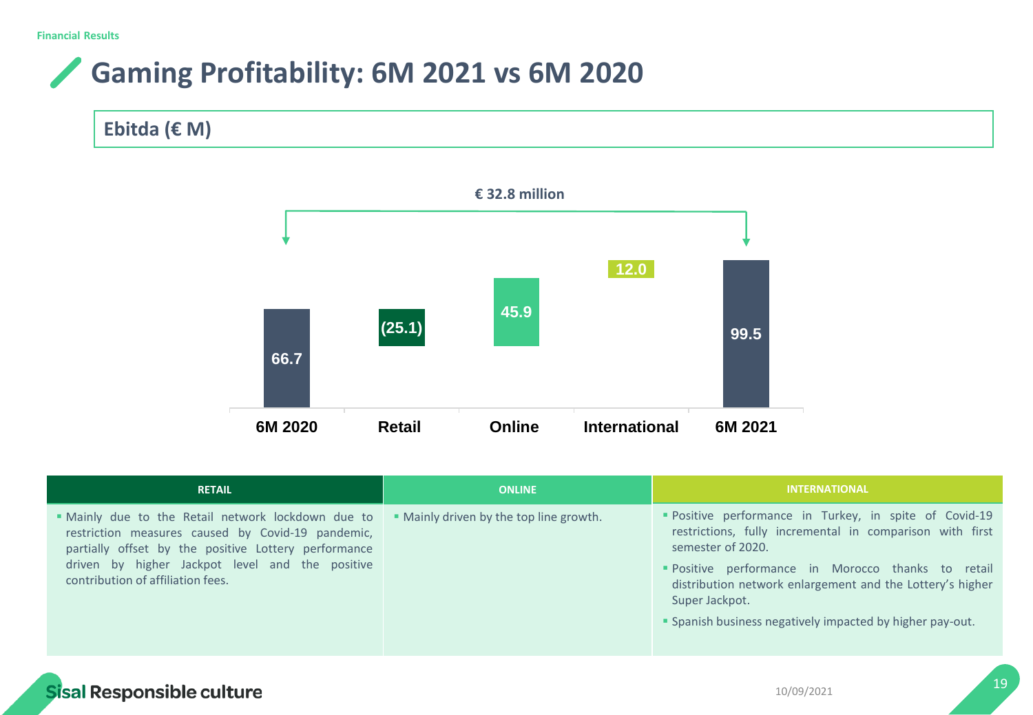Financial Results

# Gaming Profitability: 6M 2021 vs 6M 2020

## Ebitda (€ M)

€ 32.8 million

| 6M 2020 | Retail | Online | International | 6M 2021 |
|---|---|---|---|---|
| 66.7 | (25.1) | 45.9 | 12.0 | 99.5 |

| RETAIL | ONLINE | INTERNATIONAL |
|---|---|---|
| ▪ Mainly due to the Retail network lockdown due to restriction measures caused by Covid-19 pandemic, partially offset by the positive Lottery performance driven by higher Jackpot level and the positive contribution of affiliation fees. | ▪ Mainly driven by the top line growth. | ▪ Positive performance in Turkey, in spite of Covid-19 restrictions, fully incremental in comparison with first semester of 2020. ▪ Positive performance in Morocco thanks to retail distribution network enlargement and the Lottery's higher Super Jackpot. ▪ Spanish business negatively impacted by higher pay-out. |

Sisal Responsible culture

10/09/2021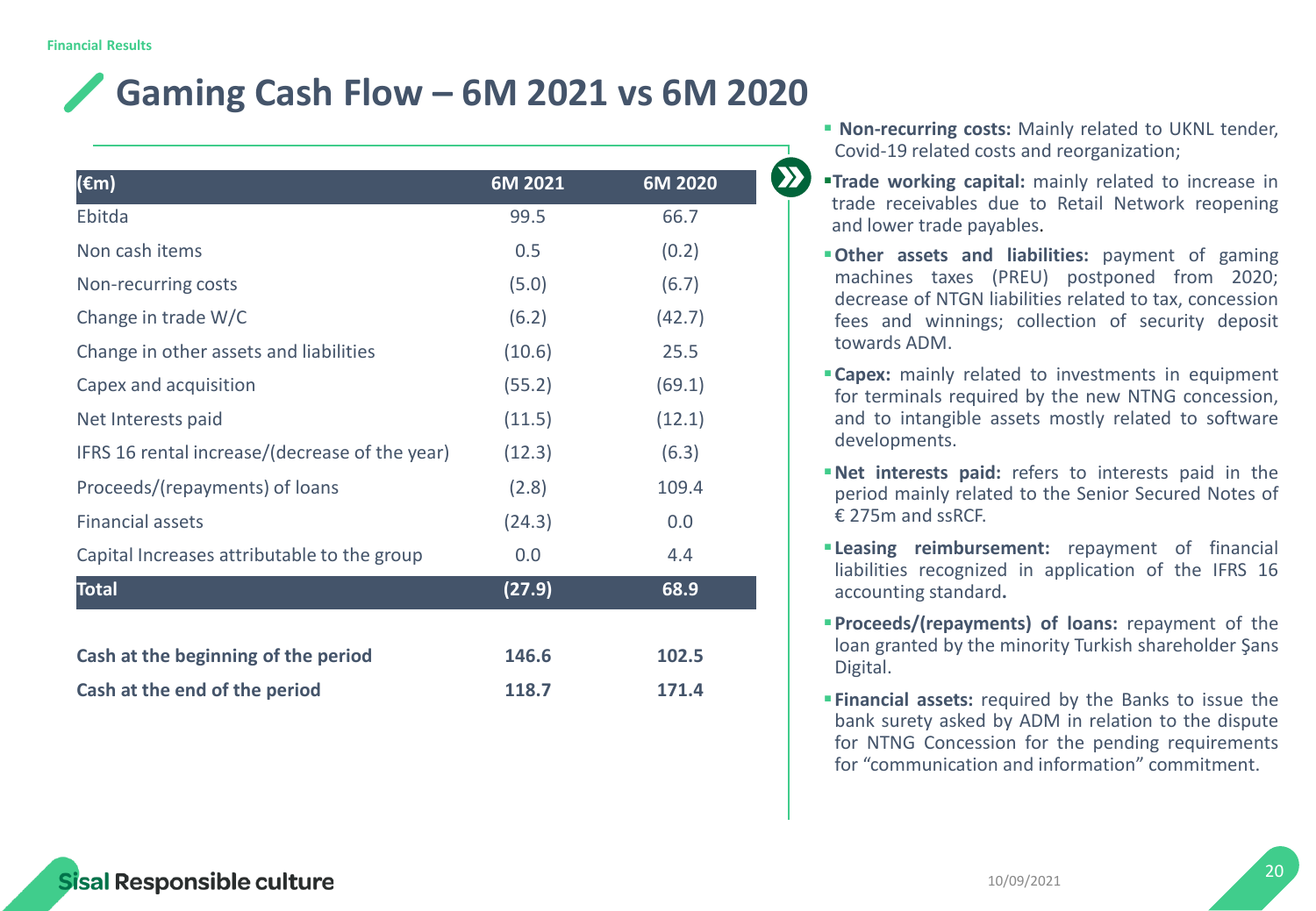# Gaming Cash Flow – 6M 2021 vs 6M 2020

| (€m) | 6M 2021 | 6M 2020 |
| --- | --- | --- |
| Ebitda | 99.5 | 66.7 |
| Non cash items | 0.5 | (0.2) |
| Non-recurring costs | (5.0) | (6.7) |
| Change in trade W/C | (6.2) | (42.7) |
| Change in other assets and liabilities | (10.6) | 25.5 |
| Capex and acquisition | (55.2) | (69.1) |
| Net Interests paid | (11.5) | (12.1) |
| IFRS 16 rental increase/(decrease of the year) | (12.3) | (6.3) |
| Proceeds/(repayments) of loans | (2.8) | 109.4 |
| Financial assets | (24.3) | 0.0 |
| Capital Increases attributable to the group | 0.0 | 4.4 |
| **Total** | **(27.9)** | **68.9** |
| | | |
| **Cash at the beginning of the period** | **146.6** | **102.5** |
| **Cash at the end of the period** | **118.7** | **171.4** |

- **Non-recurring costs:** Mainly related to UKNL tender, Covid-19 related costs and reorganization;
- **Trade working capital:** mainly related to increase in trade receivables due to Retail Network reopening and lower trade payables.
- **Other assets and liabilities:** payment of gaming machines taxes (PREU) postponed from 2020; decrease of NTGN liabilities related to tax, concession fees and winnings; collection of security deposit towards ADM.
- **Capex:** mainly related to investments in equipment for terminals required by the new NTNG concession, and to intangible assets mostly related to software developments.
- **Net interests paid:** refers to interests paid in the period mainly related to the Senior Secured Notes of € 275m and ssRCF.
- **Leasing reimbursement:** repayment of financial liabilities recognized in application of the IFRS 16 accounting standard.
- **Proceeds/(repayments) of loans:** repayment of the loan granted by the minority Turkish shareholder Şans Digital.
- **Financial assets:** required by the Banks to issue the bank surety asked by ADM in relation to the dispute for NTNG Concession for the pending requirements for "communication and information" commitment.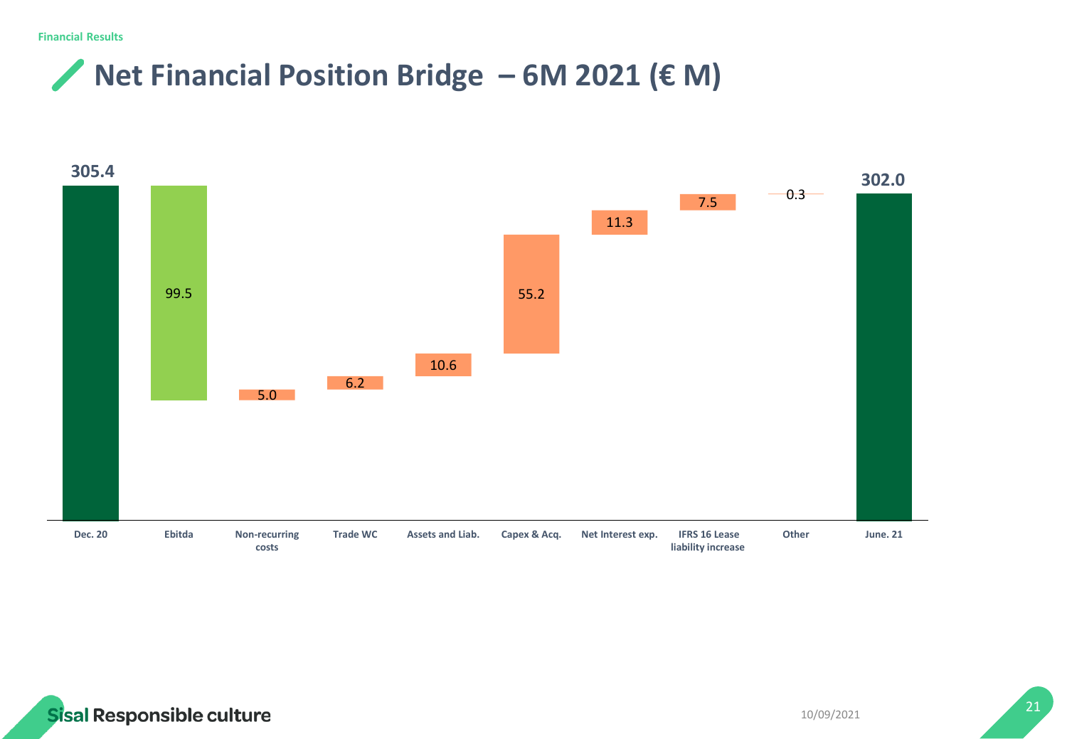Financial Results

# Net Financial Position Bridge – 6M 2021 (€ M)

| Dec. 20 | Ebitda | Non-recurring costs | Trade WC | Assets and Liab. | Capex & Acq. | Net Interest exp. | IFRS 16 Lease liability increase | Other | June. 21 |
|---|---|---|---|---|---|---|---|---|---|
| 305.4 | 99.5 | 5.0 | 6.2 | 10.6 | 55.2 | 11.3 | 7.5 | 0.3 | 302.0 |

Sisal Responsible culture

10/09/2021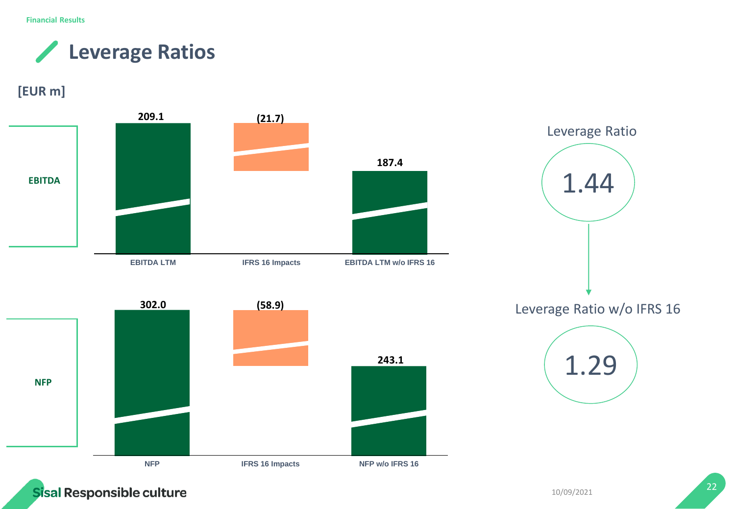# Leverage Ratios

[EUR m]

**EBITDA**

| EBITDA LTM | IFRS 16 Impacts | EBITDA LTM w/o IFRS 16 |
| --- | --- | --- |
| 209.1 | (21.7) | 187.4 |

**NFP**

| NFP | IFRS 16 Impacts | NFP w/o IFRS 16 |
| --- | --- | --- |
| 302.0 | (58.9) | 243.1 |

Leverage Ratio

1.44

Leverage Ratio w/o IFRS 16

1.29

Sisal Responsible culture

10/09/2021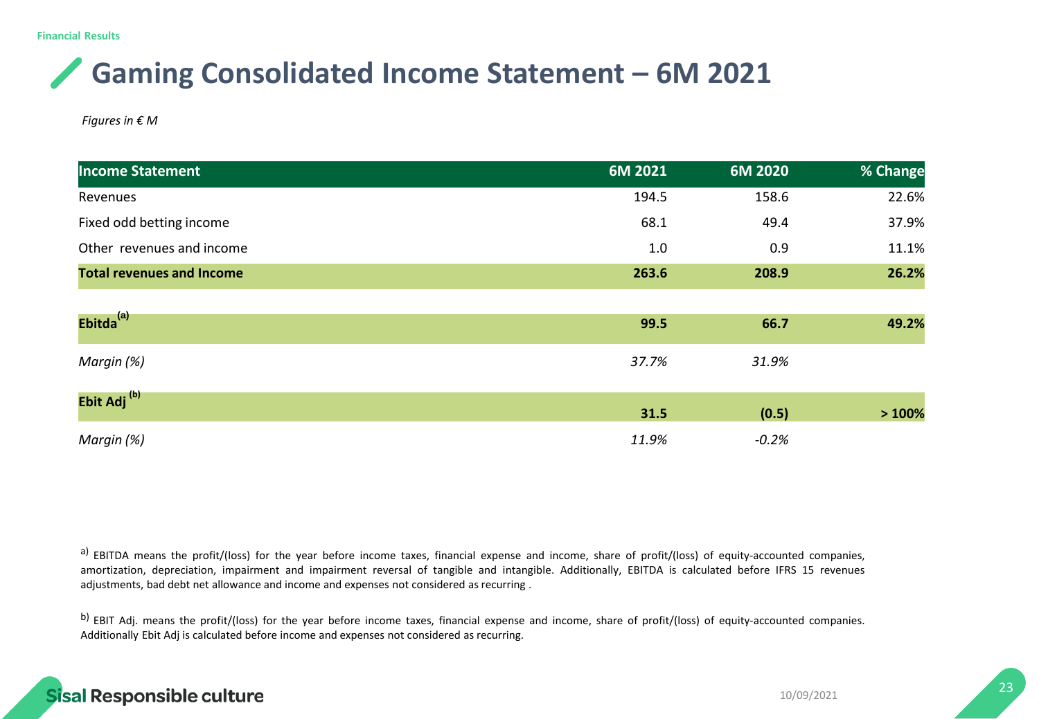Financial Results

# Gaming Consolidated Income Statement – 6M 2021

*Figures in € M*

| Income Statement | 6M 2021 | 6M 2020 | % Change |
|---|---|---|---|
| Revenues | 194.5 | 158.6 | 22.6% |
| Fixed odd betting income | 68.1 | 49.4 | 37.9% |
| Other revenues and income | 1.0 | 0.9 | 11.1% |
| **Total revenues and Income** | **263.6** | **208.9** | **26.2%** |
| | | | |
| **Ebitda[a]** | **99.5** | **66.7** | **49.2%** |
| *Margin (%)* | *37.7%* | *31.9%* | |
| **Ebit Adj [b]** | **31.5** | **(0.5)** | **> 100%** |
| *Margin (%)* | *11.9%* | *-0.2%* | |

[a] EBITDA means the profit/(loss) for the year before income taxes, financial expense and income, share of profit/(loss) of equity-accounted companies, amortization, depreciation, impairment and impairment reversal of tangible and intangible. Additionally, EBITDA is calculated before IFRS 15 revenues adjustments, bad debt net allowance and income and expenses not considered as recurring .

[b] EBIT Adj. means the profit/(loss) for the year before income taxes, financial expense and income, share of profit/(loss) of equity-accounted companies. Additionally Ebit Adj is calculated before income and expenses not considered as recurring.

Sisal Responsible culture

10/09/2021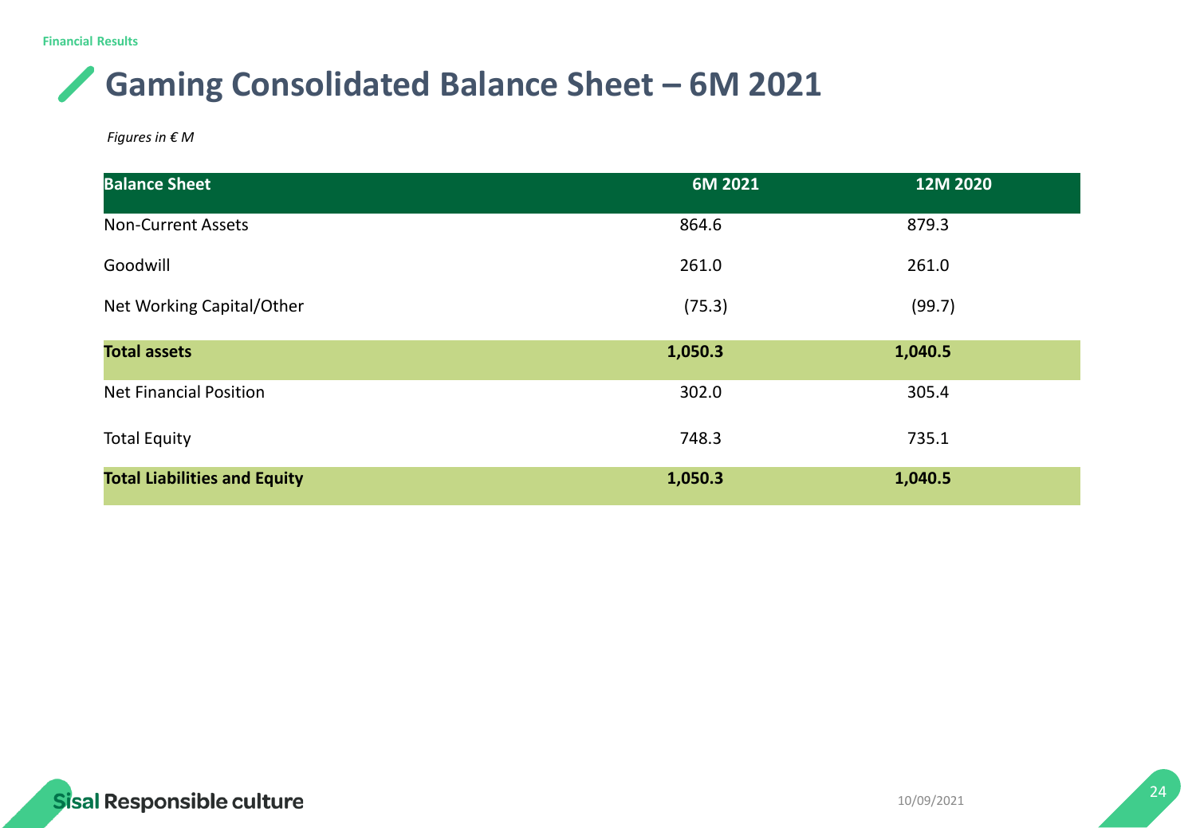Financial Results

# Gaming Consolidated Balance Sheet – 6M 2021

*Figures in € M*

| Balance Sheet | 6M 2021 | 12M 2020 |
|---|---|---|
| Non-Current Assets | 864.6 | 879.3 |
| Goodwill | 261.0 | 261.0 |
| Net Working Capital/Other | (75.3) | (99.7) |
| **Total assets** | **1,050.3** | **1,040.5** |
| Net Financial Position | 302.0 | 305.4 |
| Total Equity | 748.3 | 735.1 |
| **Total Liabilities and Equity** | **1,050.3** | **1,040.5** |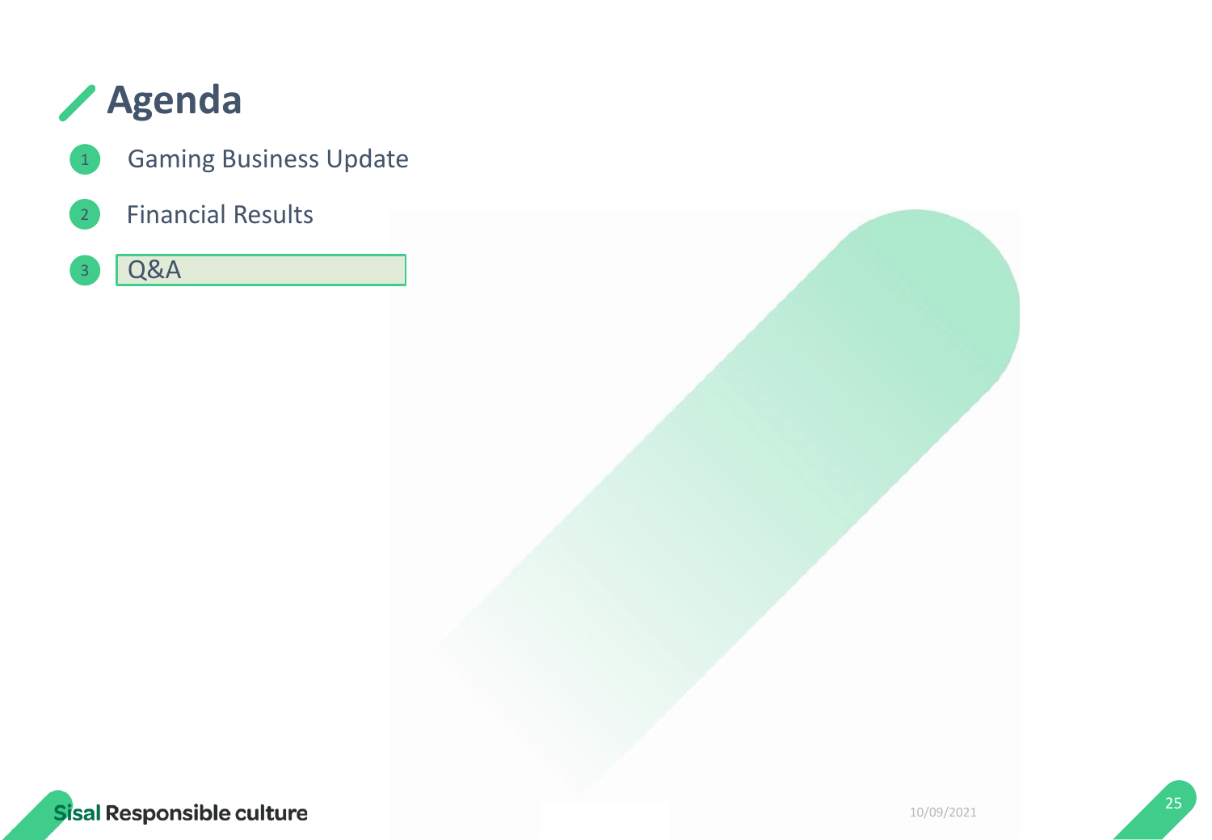# Agenda

1. Gaming Business Update
2. Financial Results
3. Q&A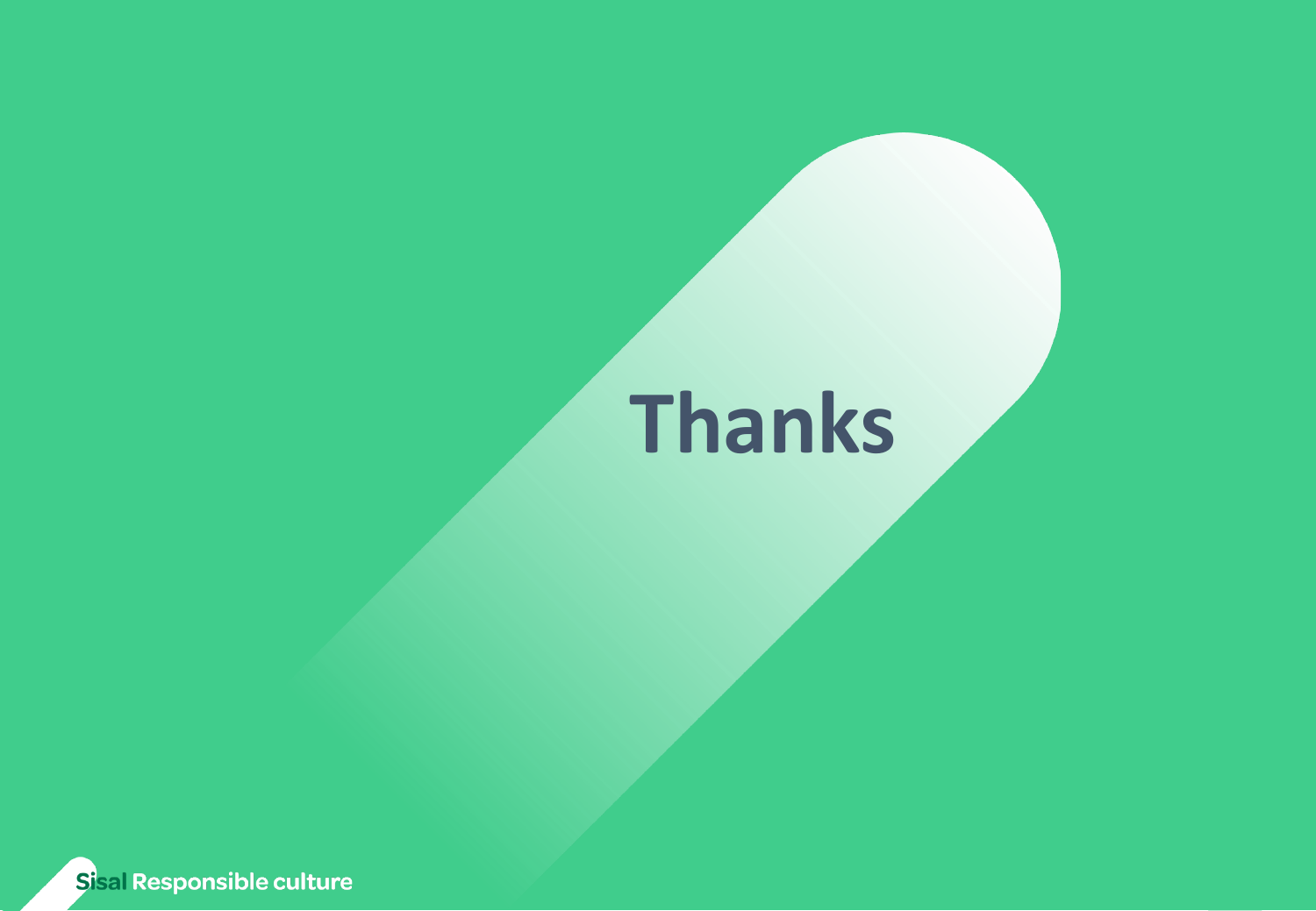# Thanks